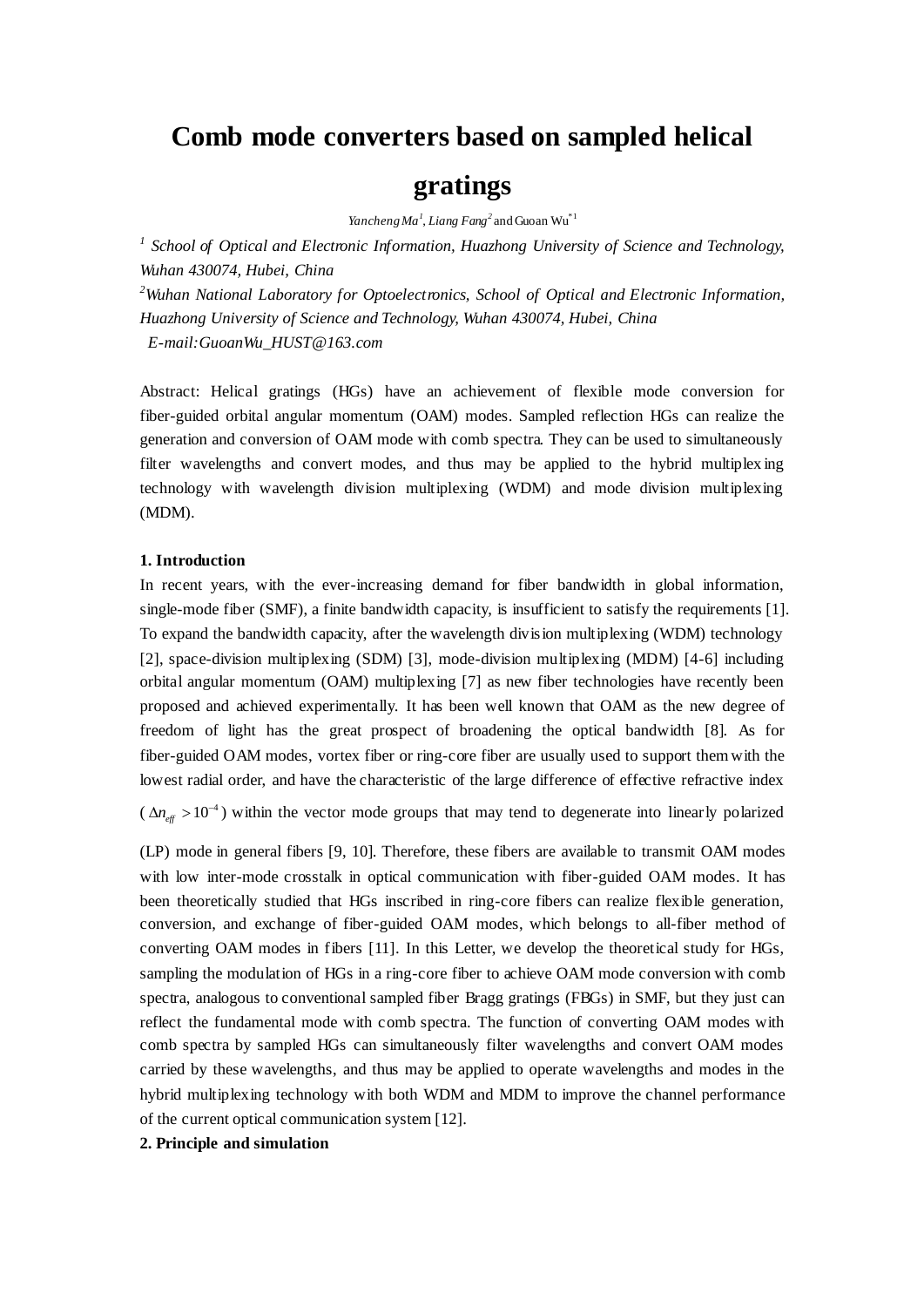# Comb mode converters based on sampled helical gratings

*Yancheng Ma*[1], *Liang Fang*[2] and Guoan Wu[*1]

[1] *School of Optical and Electronic Information, Huazhong University of Science and Technology, Wuhan 430074, Hubei, China*

[2]*Wuhan National Laboratory for Optoelectronics, School of Optical and Electronic Information, Huazhong University of Science and Technology, Wuhan 430074, Hubei, China*

*E-mail:GuoanWu_HUST@163.com*

Abstract: Helical gratings (HGs) have an achievement of flexible mode conversion for fiber-guided orbital angular momentum (OAM) modes. Sampled reflection HGs can realize the generation and conversion of OAM mode with comb spectra. They can be used to simultaneously filter wavelengths and convert modes, and thus may be applied to the hybrid multiplexing technology with wavelength division multiplexing (WDM) and mode division multiplexing (MDM).

**1. Introduction**

In recent years, with the ever-increasing demand for fiber bandwidth in global information, single-mode fiber (SMF), a finite bandwidth capacity, is insufficient to satisfy the requirements [1]. To expand the bandwidth capacity, after the wavelength division multiplexing (WDM) technology [2], space-division multiplexing (SDM) [3], mode-division multiplexing (MDM) [4-6] including orbital angular momentum (OAM) multiplexing [7] as new fiber technologies have recently been proposed and achieved experimentally. It has been well known that OAM as the new degree of freedom of light has the great prospect of broadening the optical bandwidth [8]. As for fiber-guided OAM modes, vortex fiber or ring-core fiber are usually used to support them with the lowest radial order, and have the characteristic of the large difference of effective refractive index ($\Delta n_{eff} > 10^{-4}$) within the vector mode groups that may tend to degenerate into linearly polarized (LP) mode in general fibers [9, 10]. Therefore, these fibers are available to transmit OAM modes with low inter-mode crosstalk in optical communication with fiber-guided OAM modes. It has been theoretically studied that HGs inscribed in ring-core fibers can realize flexible generation, conversion, and exchange of fiber-guided OAM modes, which belongs to all-fiber method of converting OAM modes in fibers [11]. In this Letter, we develop the theoretical study for HGs, sampling the modulation of HGs in a ring-core fiber to achieve OAM mode conversion with comb spectra, analogous to conventional sampled fiber Bragg gratings (FBGs) in SMF, but they just can reflect the fundamental mode with comb spectra. The function of converting OAM modes with comb spectra by sampled HGs can simultaneously filter wavelengths and convert OAM modes carried by these wavelengths, and thus may be applied to operate wavelengths and modes in the hybrid multiplexing technology with both WDM and MDM to improve the channel performance of the current optical communication system [12].

**2. Principle and simulation**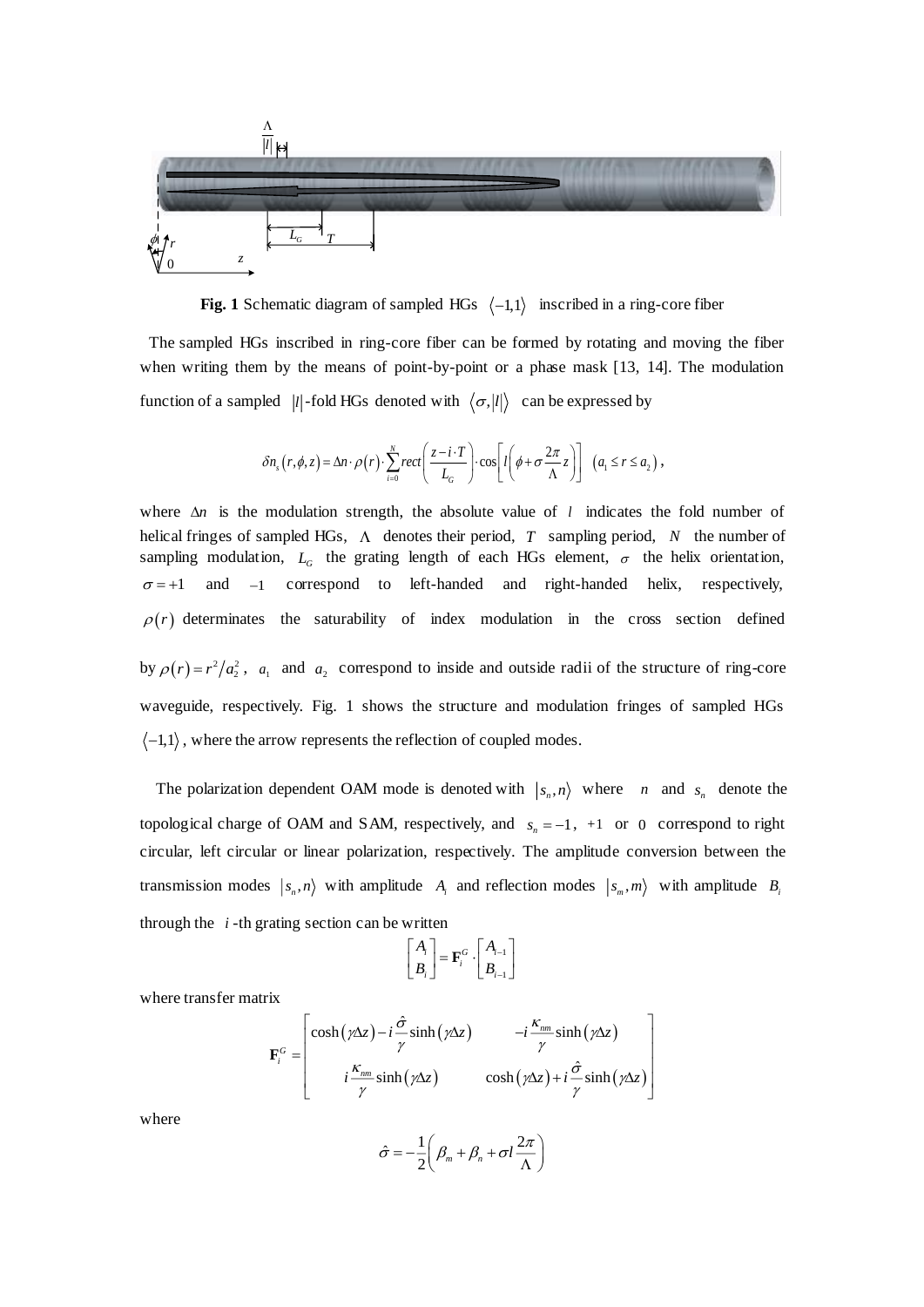**Fig. 1** Schematic diagram of sampled HGs $\langle -1,1 \rangle$ inscribed in a ring-core fiber

The sampled HGs inscribed in ring-core fiber can be formed by rotating and moving the fiber when writing them by the means of point-by-point or a phase mask [13, 14]. The modulation function of a sampled $|l|$-fold HGs denoted with $\langle \sigma, |l| \rangle$ can be expressed by

$$\delta n_s(r,\phi,z) = \Delta n \cdot \rho(r) \cdot \sum_{i=0}^{N} rect\left(\frac{z - i \cdot T}{L_G}\right) \cdot \cos\left[l\left(\phi + \sigma \frac{2\pi}{\Lambda} z\right)\right] \quad (a_1 \le r \le a_2),$$

where $\Delta n$ is the modulation strength, the absolute value of $l$ indicates the fold number of helical fringes of sampled HGs, $\Lambda$ denotes their period, $T$ sampling period, $N$ the number of sampling modulation, $L_G$ the grating length of each HGs element, $\sigma$ the helix orientation, $\sigma = +1$ and $-1$ correspond to left-handed and right-handed helix, respectively, $\rho(r)$ determinates the saturability of index modulation in the cross section defined by $\rho(r) = r^2/a_2^2$, $a_1$ and $a_2$ correspond to inside and outside radii of the structure of ring-core waveguide, respectively. Fig. 1 shows the structure and modulation fringes of sampled HGs $\langle -1,1 \rangle$, where the arrow represents the reflection of coupled modes.

The polarization dependent OAM mode is denoted with $|s_n, n\rangle$ where $n$ and $s_n$ denote the topological charge of OAM and SAM, respectively, and $s_n = -1$, $+1$ or $0$ correspond to right circular, left circular or linear polarization, respectively. The amplitude conversion between the transmission modes $|s_n, n\rangle$ with amplitude $A_i$ and reflection modes $|s_m, m\rangle$ with amplitude $B_i$ through the $i$-th grating section can be written

$$\begin{bmatrix} A_i \\ B_i \end{bmatrix} = \mathbf{F}_i^G \cdot \begin{bmatrix} A_{i-1} \\ B_{i-1} \end{bmatrix}$$

where transfer matrix

$$\mathbf{F}_i^G = \begin{bmatrix} \cosh(\gamma \Delta z) - i\frac{\hat{\sigma}}{\gamma}\sinh(\gamma \Delta z) & -i\frac{\kappa_{nm}}{\gamma}\sinh(\gamma \Delta z) \\ i\frac{\kappa_{nm}}{\gamma}\sinh(\gamma \Delta z) & \cosh(\gamma \Delta z) + i\frac{\hat{\sigma}}{\gamma}\sinh(\gamma \Delta z) \end{bmatrix}$$

where

$$\hat{\sigma} = -\frac{1}{2}\left(\beta_m + \beta_n + \sigma l \frac{2\pi}{\Lambda}\right)$$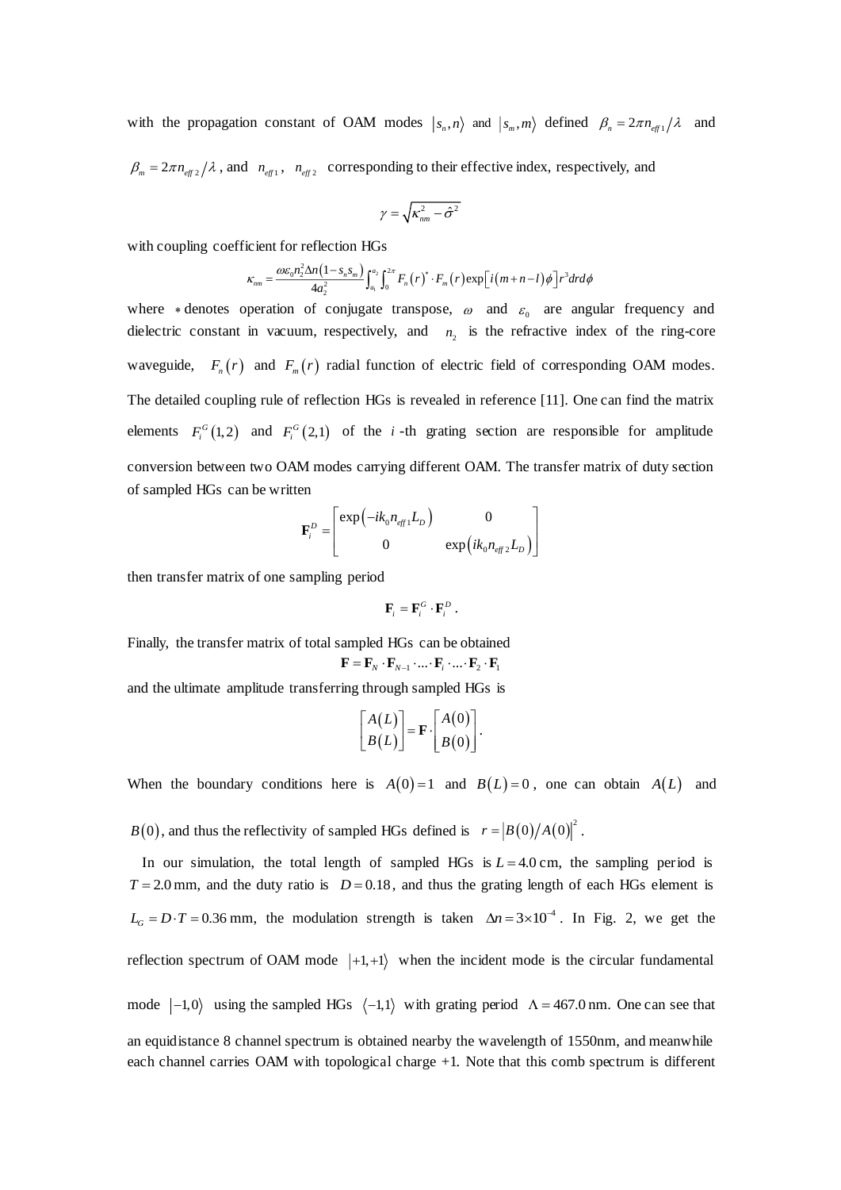with the propagation constant of OAM modes $|s_n, n\rangle$ and $|s_m, m\rangle$ defined $\beta_n = 2\pi n_{eff1}/\lambda$ and $\beta_m = 2\pi n_{eff2}/\lambda$, and $n_{eff1}$, $n_{eff2}$ corresponding to their effective index, respectively, and

$$\gamma = \sqrt{\kappa_{nm}^2 - \hat{\sigma}^2}$$

with coupling coefficient for reflection HGs

$$\kappa_{nm} = \frac{\omega \varepsilon_0 n_2^2 \Delta n (1 - s_n s_m)}{4 a_2^2} \int_{a_1}^{a_2} \int_0^{2\pi} F_n(r)^* \cdot F_m(r) \exp\left[i(m+n-l)\phi\right] r^3 dr d\phi$$

where $*$ denotes operation of conjugate transpose, $\omega$ and $\varepsilon_0$ are angular frequency and dielectric constant in vacuum, respectively, and $n_2$ is the refractive index of the ring-core waveguide, $F_n(r)$ and $F_m(r)$ radial function of electric field of corresponding OAM modes. The detailed coupling rule of reflection HGs is revealed in reference [11]. One can find the matrix elements $F_i^G(1,2)$ and $F_i^G(2,1)$ of the $i$-th grating section are responsible for amplitude conversion between two OAM modes carrying different OAM. The transfer matrix of duty section of sampled HGs can be written

$$\mathbf{F}_i^D = \begin{bmatrix} \exp(-ik_0 n_{eff1} L_D) & 0 \\ 0 & \exp(ik_0 n_{eff2} L_D) \end{bmatrix}$$

then transfer matrix of one sampling period

$$\mathbf{F}_i = \mathbf{F}_i^G \cdot \mathbf{F}_i^D .$$

Finally, the transfer matrix of total sampled HGs can be obtained

$$\mathbf{F} = \mathbf{F}_N \cdot \mathbf{F}_{N-1} \cdot \ldots \cdot \mathbf{F}_i \cdot \ldots \cdot \mathbf{F}_2 \cdot \mathbf{F}_1$$

and the ultimate amplitude transferring through sampled HGs is

$$\begin{bmatrix} A(L) \\ B(L) \end{bmatrix} = \mathbf{F} \cdot \begin{bmatrix} A(0) \\ B(0) \end{bmatrix}.$$

When the boundary conditions here is $A(0) = 1$ and $B(L) = 0$, one can obtain $A(L)$ and $B(0)$, and thus the reflectivity of sampled HGs defined is $r = |B(0)/A(0)|^2$.

In our simulation, the total length of sampled HGs is $L = 4.0$ cm, the sampling period is $T = 2.0$ mm, and the duty ratio is $D = 0.18$, and thus the grating length of each HGs element is $L_G = D \cdot T = 0.36$ mm, the modulation strength is taken $\Delta n = 3 \times 10^{-4}$. In Fig. 2, we get the reflection spectrum of OAM mode $|+1,+1\rangle$ when the incident mode is the circular fundamental mode $|-1,0\rangle$ using the sampled HGs $\langle -1,1\rangle$ with grating period $\Lambda = 467.0$ nm. One can see that an equidistance 8 channel spectrum is obtained nearby the wavelength of 1550nm, and meanwhile each channel carries OAM with topological charge +1. Note that this comb spectrum is different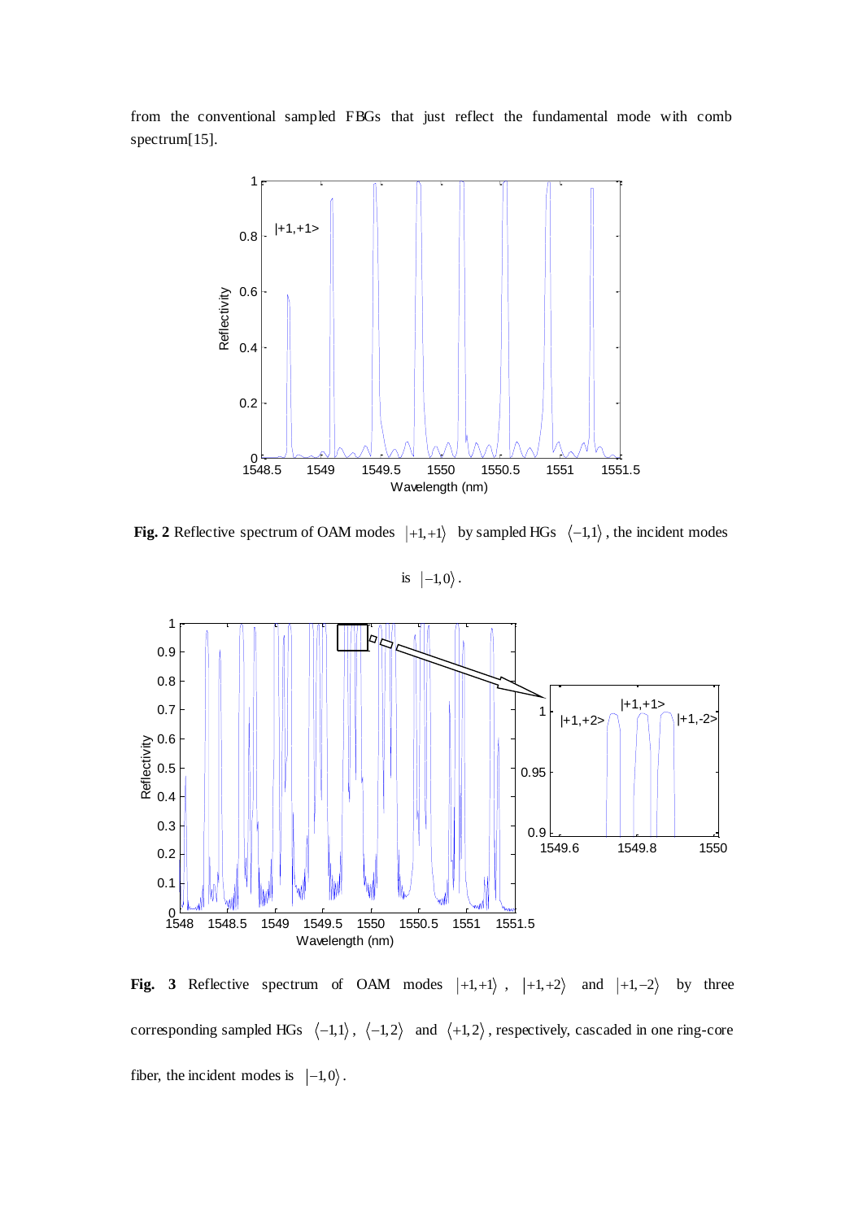from the conventional sampled FBGs that just reflect the fundamental mode with comb spectrum[15].

**Fig. 2** Reflective spectrum of OAM modes $|+1,+1\rangle$ by sampled HGs $\langle -1,1\rangle$, the incident modes is $|-1,0\rangle$.

**Fig. 3** Reflective spectrum of OAM modes $|+1,+1\rangle$, $|+1,+2\rangle$ and $|+1,-2\rangle$ by three corresponding sampled HGs $\langle -1,1\rangle$, $\langle -1,2\rangle$ and $\langle +1,2\rangle$, respectively, cascaded in one ring-core fiber, the incident modes is $|-1,0\rangle$.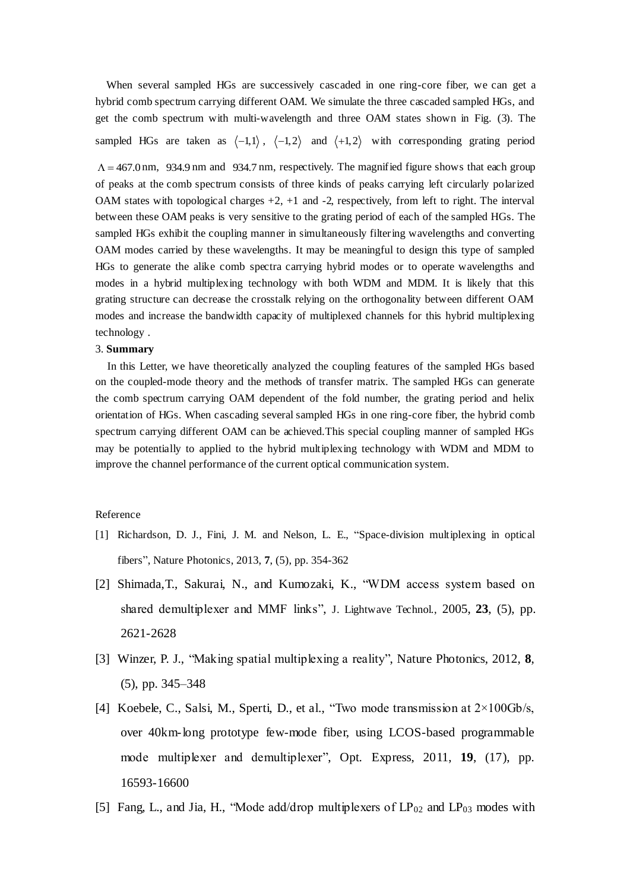When several sampled HGs are successively cascaded in one ring-core fiber, we can get a hybrid comb spectrum carrying different OAM. We simulate the three cascaded sampled HGs, and get the comb spectrum with multi-wavelength and three OAM states shown in Fig. (3). The sampled HGs are taken as $\langle -1,1 \rangle$, $\langle -1,2 \rangle$ and $\langle +1,2 \rangle$ with corresponding grating period $\Lambda = 467.0\,\text{nm}$, $934.9\,\text{nm}$ and $934.7\,\text{nm}$, respectively. The magnified figure shows that each group of peaks at the comb spectrum consists of three kinds of peaks carrying left circularly polarized OAM states with topological charges +2, +1 and -2, respectively, from left to right. The interval between these OAM peaks is very sensitive to the grating period of each of the sampled HGs. The sampled HGs exhibit the coupling manner in simultaneously filtering wavelengths and converting OAM modes carried by these wavelengths. It may be meaningful to design this type of sampled HGs to generate the alike comb spectra carrying hybrid modes or to operate wavelengths and modes in a hybrid multiplexing technology with both WDM and MDM. It is likely that this grating structure can decrease the crosstalk relying on the orthogonality between different OAM modes and increase the bandwidth capacity of multiplexed channels for this hybrid multiplexing technology .

## 3. **Summary**

In this Letter, we have theoretically analyzed the coupling features of the sampled HGs based on the coupled-mode theory and the methods of transfer matrix. The sampled HGs can generate the comb spectrum carrying OAM dependent of the fold number, the grating period and helix orientation of HGs. When cascading several sampled HGs in one ring-core fiber, the hybrid comb spectrum carrying different OAM can be achieved.This special coupling manner of sampled HGs may be potentially to applied to the hybrid multiplexing technology with WDM and MDM to improve the channel performance of the current optical communication system.

Reference

[1] Richardson, D. J., Fini, J. M. and Nelson, L. E., "Space-division multiplexing in optical fibers", Nature Photonics, 2013, **7**, (5), pp. 354-362

[2] Shimada,T., Sakurai, N., and Kumozaki, K., "WDM access system based on shared demultiplexer and MMF links", J. Lightwave Technol., 2005, **23**, (5), pp. 2621-2628

[3] Winzer, P. J., "Making spatial multiplexing a reality", Nature Photonics, 2012, **8**, (5), pp. 345–348

[4] Koebele, C., Salsi, M., Sperti, D., et al., "Two mode transmission at 2×100Gb/s, over 40km-long prototype few-mode fiber, using LCOS-based programmable mode multiplexer and demultiplexer", Opt. Express, 2011, **19**, (17), pp. 16593-16600

[5] Fang, L., and Jia, H., "Mode add/drop multiplexers of $LP_{02}$ and $LP_{03}$ modes with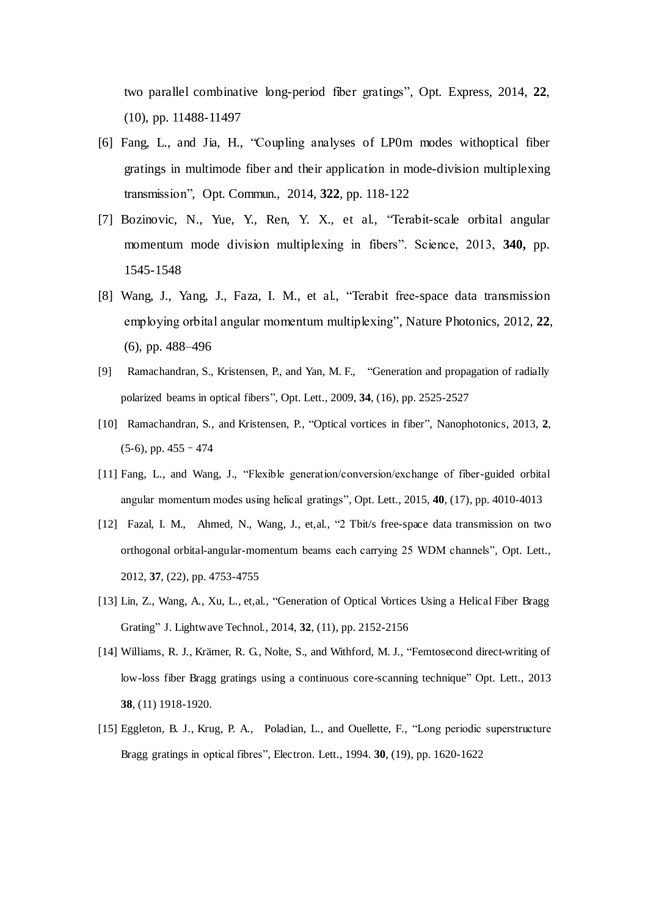two parallel combinative long-period fiber gratings", Opt. Express, 2014, **22**, (10), pp. 11488-11497

[6] Fang, L., and Jia, H., "Coupling analyses of LP0m modes withoptical fiber gratings in multimode fiber and their application in mode-division multiplexing transmission", Opt. Commun., 2014, **322**, pp. 118-122

[7] Bozinovic, N., Yue, Y., Ren, Y. X., et al., "Terabit-scale orbital angular momentum mode division multiplexing in fibers". Science, 2013, **340,** pp. 1545-1548

[8] Wang, J., Yang, J., Faza, I. M., et al., "Terabit free-space data transmission employing orbital angular momentum multiplexing", Nature Photonics, 2012, **22**, (6), pp. 488–496

[9] Ramachandran, S., Kristensen, P., and Yan, M. F., "Generation and propagation of radially polarized beams in optical fibers", Opt. Lett., 2009, **34**, (16), pp. 2525-2527

[10] Ramachandran, S., and Kristensen, P., "Optical vortices in fiber", Nanophotonics, 2013, **2**, (5-6), pp. 455 - 474

[11] Fang, L., and Wang, J., "Flexible generation/conversion/exchange of fiber-guided orbital angular momentum modes using helical gratings", Opt. Lett., 2015, **40**, (17), pp. 4010-4013

[12] Fazal, I. M., Ahmed, N., Wang, J., et,al., "2 Tbit/s free-space data transmission on two orthogonal orbital-angular-momentum beams each carrying 25 WDM channels", Opt. Lett., 2012, **37**, (22), pp. 4753-4755

[13] Lin, Z., Wang, A., Xu, L., et,al., "Generation of Optical Vortices Using a Helical Fiber Bragg Grating" J. Lightwave Technol., 2014, **32**, (11), pp. 2152-2156

[14] Williams, R. J., Krämer, R. G., Nolte, S., and Withford, M. J., "Femtosecond direct-writing of low-loss fiber Bragg gratings using a continuous core-scanning technique" Opt. Lett., 2013 **38**, (11) 1918-1920.

[15] Eggleton, B. J., Krug, P. A., Poladian, L., and Ouellette, F., "Long periodic superstructure Bragg gratings in optical fibres", Electron. Lett., 1994. **30**, (19), pp. 1620-1622